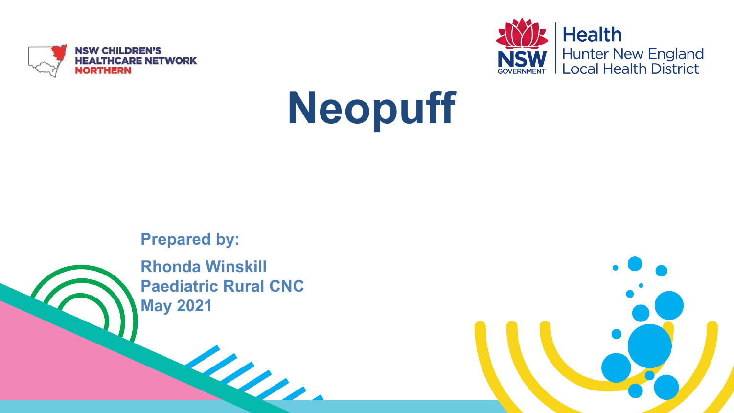NSW CHILDREN'S HEALTHCARE NETWORK NORTHERN

NSW GOVERNMENT Health Hunter New England Local Health District

# Neopuff

**Prepared by:**

**Rhonda Winskill**
**Paediatric Rural CNC**
**May 2021**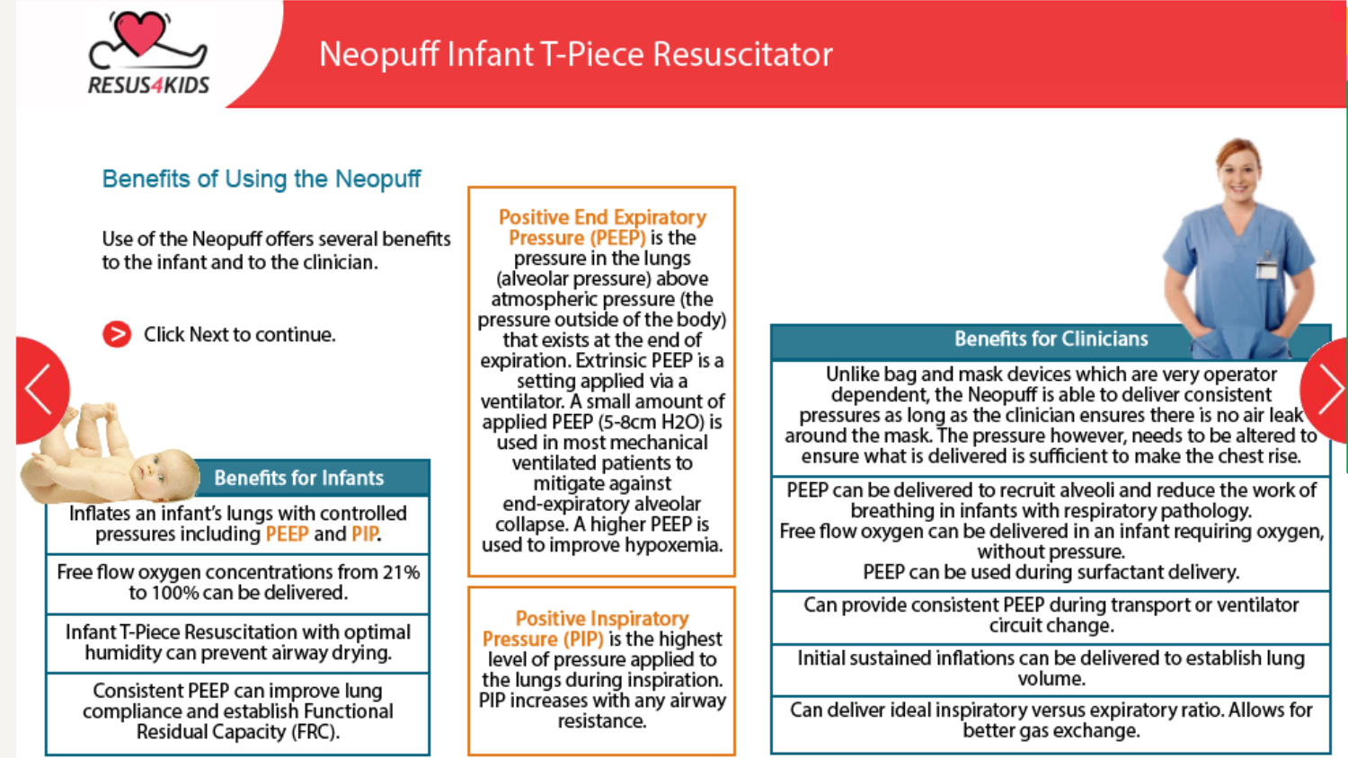# Neopuff Infant T-Piece Resuscitator

## Benefits of Using the Neopuff

Use of the Neopuff offers several benefits to the infant and to the clinician.

Click Next to continue.

### Benefits for Infants

- Inflates an infant's lungs with controlled pressures including PEEP and PIP.
- Free flow oxygen concentrations from 21% to 100% can be delivered.
- Infant T-Piece Resuscitation with optimal humidity can prevent airway drying.
- Consistent PEEP can improve lung compliance and establish Functional Residual Capacity (FRC).

**Positive End Expiratory Pressure (PEEP)** is the pressure in the lungs (alveolar pressure) above atmospheric pressure (the pressure outside of the body) that exists at the end of expiration. Extrinsic PEEP is a setting applied via a ventilator. A small amount of applied PEEP (5-8cm $H_2O$) is used in most mechanical ventilated patients to mitigate against end-expiratory alveolar collapse. A higher PEEP is used to improve hypoxemia.

**Positive Inspiratory Pressure (PIP)** is the highest level of pressure applied to the lungs during inspiration. PIP increases with any airway resistance.

### Benefits for Clinicians

- Unlike bag and mask devices which are very operator dependent, the Neopuff is able to deliver consistent pressures as long as the clinician ensures there is no air leak around the mask. The pressure however, needs to be altered to ensure what is delivered is sufficient to make the chest rise.
- PEEP can be delivered to recruit alveoli and reduce the work of breathing in infants with respiratory pathology.
  Free flow oxygen can be delivered in an infant requiring oxygen, without pressure.
  PEEP can be used during surfactant delivery.
- Can provide consistent PEEP during transport or ventilator circuit change.
- Initial sustained inflations can be delivered to establish lung volume.
- Can deliver ideal inspiratory versus expiratory ratio. Allows for better gas exchange.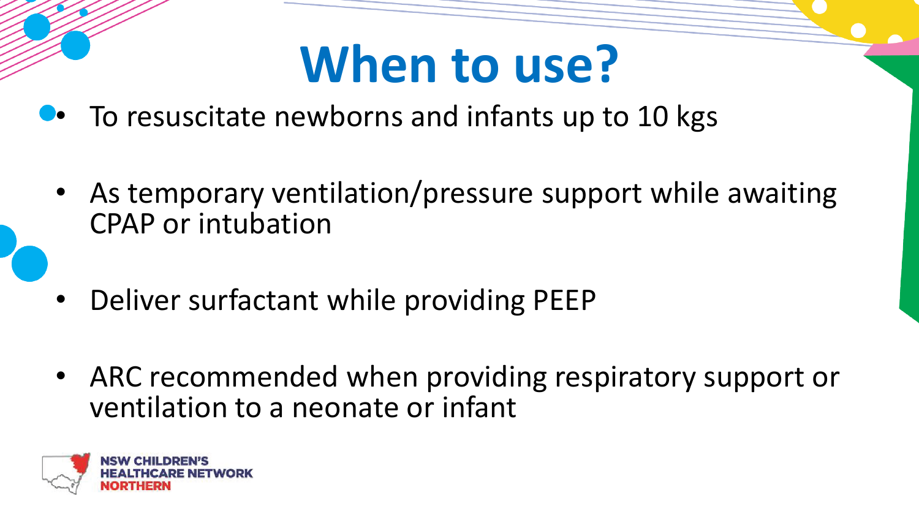# When to use?

- To resuscitate newborns and infants up to 10 kgs
- As temporary ventilation/pressure support while awaiting CPAP or intubation
- Deliver surfactant while providing PEEP
- ARC recommended when providing respiratory support or ventilation to a neonate or infant

NSW CHILDREN'S HEALTHCARE NETWORK NORTHERN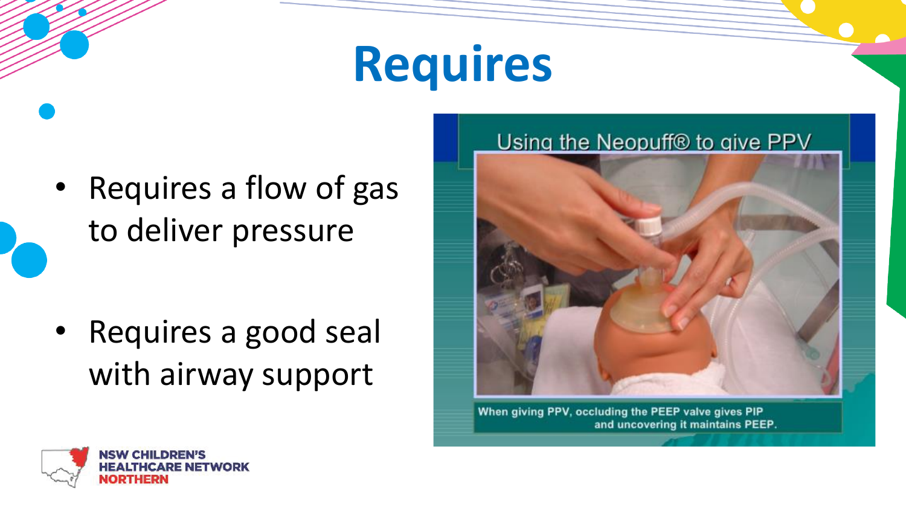# Requires

- Requires a flow of gas to deliver pressure

- Requires a good seal with airway support

Using the Neopuff® to give PPV

When giving PPV, occluding the PEEP valve gives PIP and uncovering it maintains PEEP.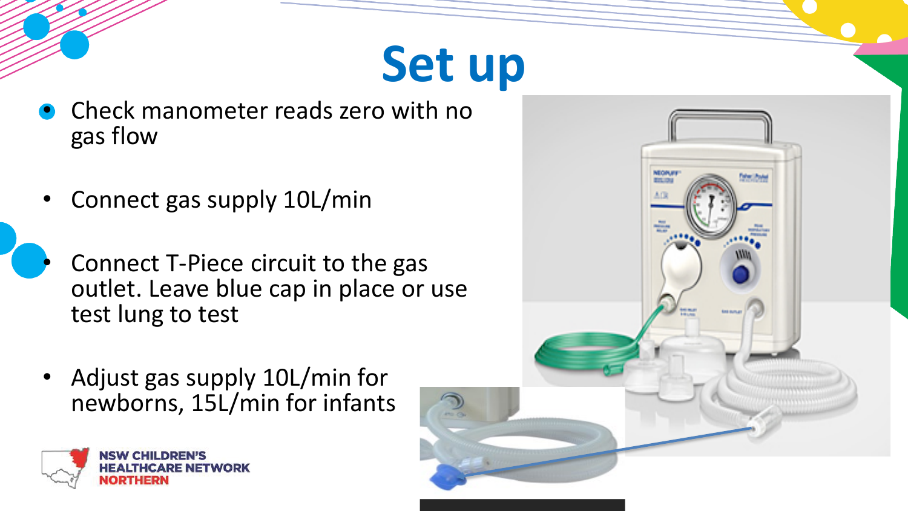# Set up

- Check manometer reads zero with no gas flow
- Connect gas supply 10L/min
- Connect T-Piece circuit to the gas outlet. Leave blue cap in place or use test lung to test
- Adjust gas supply 10L/min for newborns, 15L/min for infants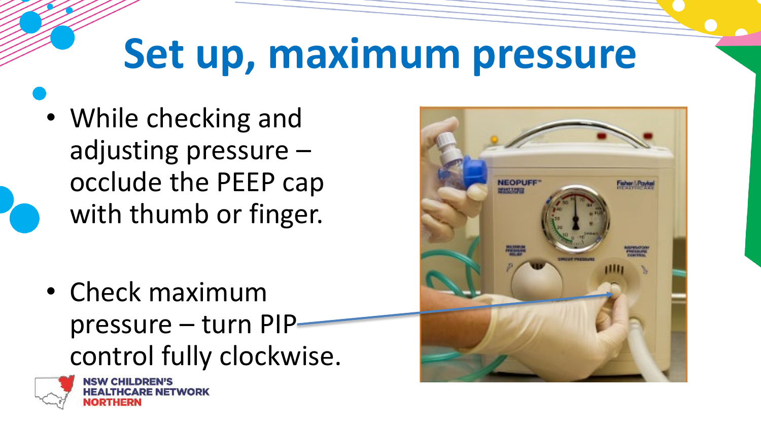# Set up, maximum pressure

- While checking and adjusting pressure – occlude the PEEP cap with thumb or finger.

- Check maximum pressure – turn PIP control fully clockwise.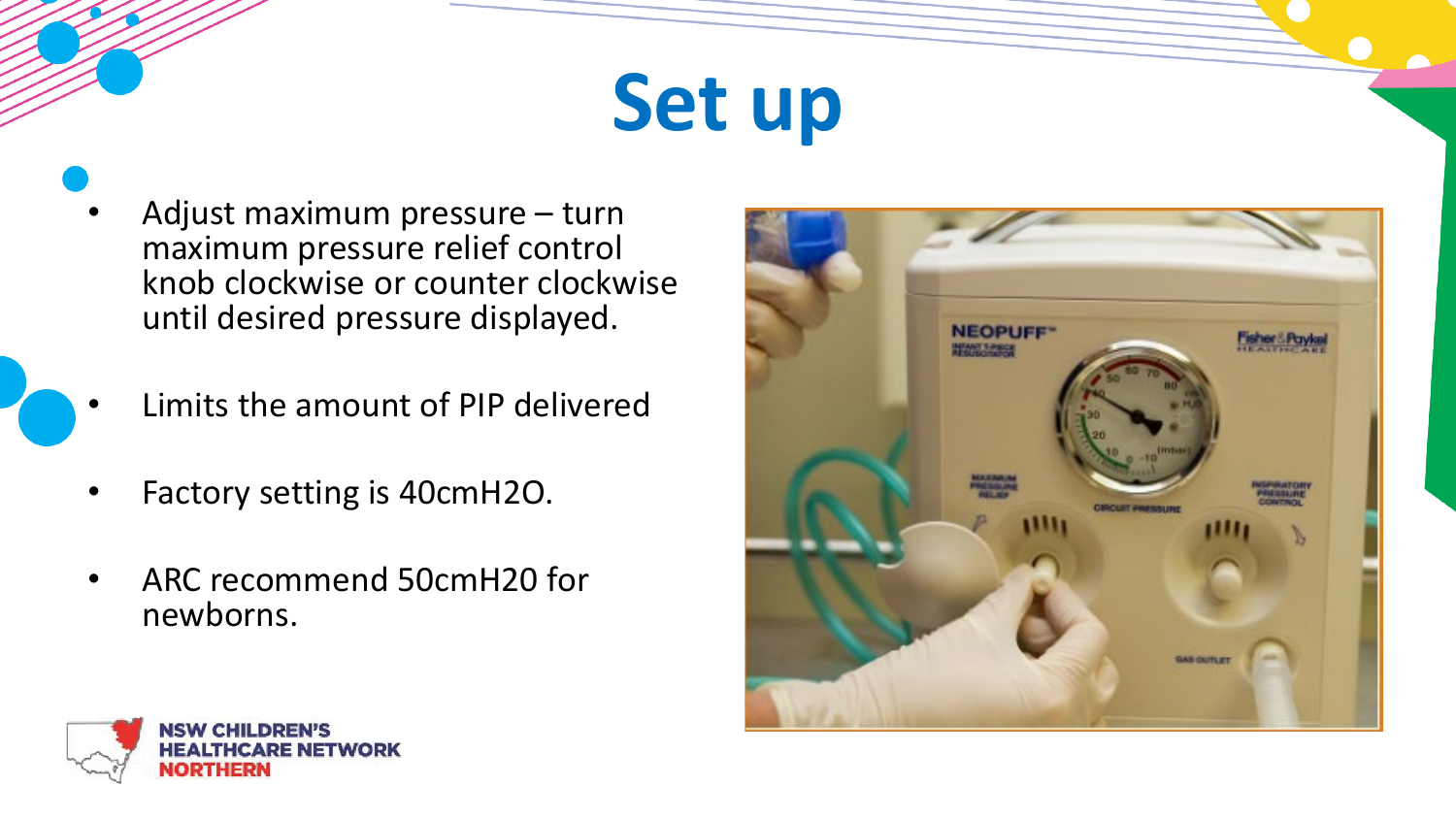# Set up

- Adjust maximum pressure – turn maximum pressure relief control knob clockwise or counter clockwise until desired pressure displayed.
- Limits the amount of PIP delivered
- Factory setting is 40cmH2O.
- ARC recommend 50cmH20 for newborns.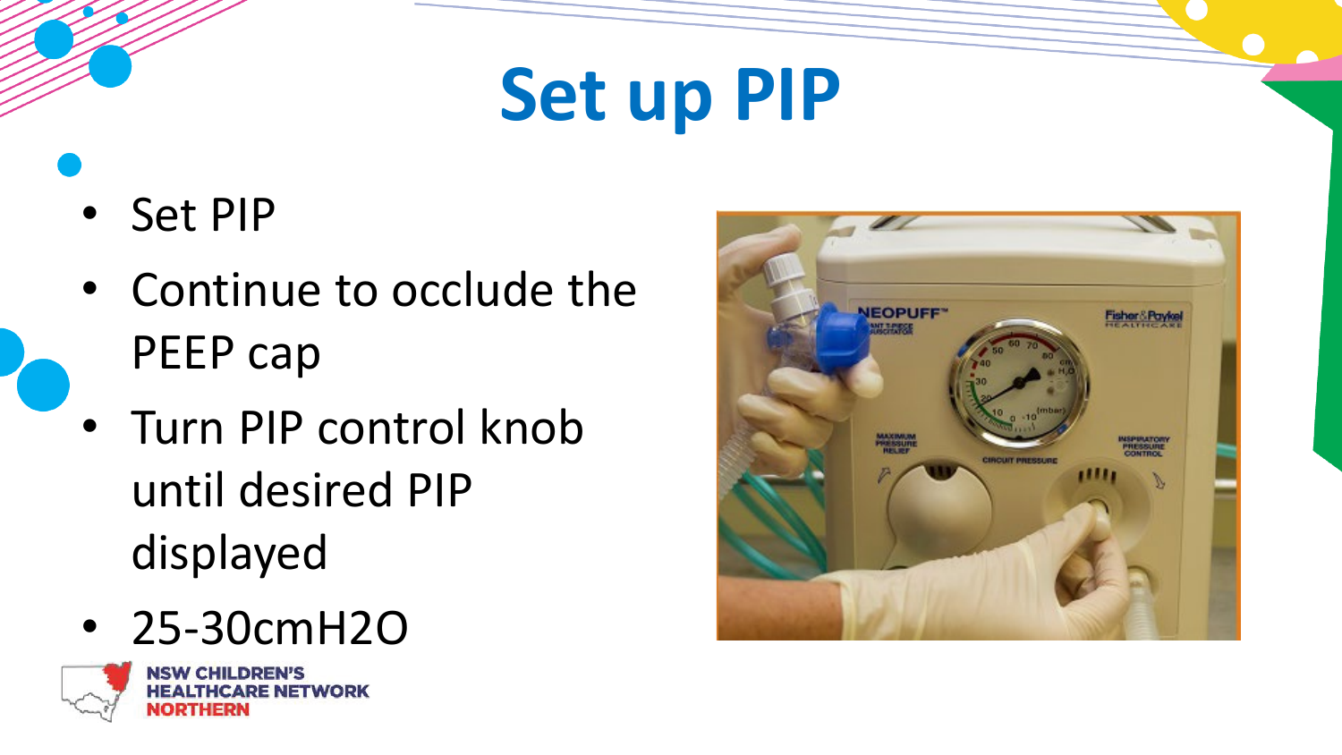# Set up PIP

- Set PIP
- Continue to occlude the PEEP cap
- Turn PIP control knob until desired PIP displayed
- 25-30cmH2O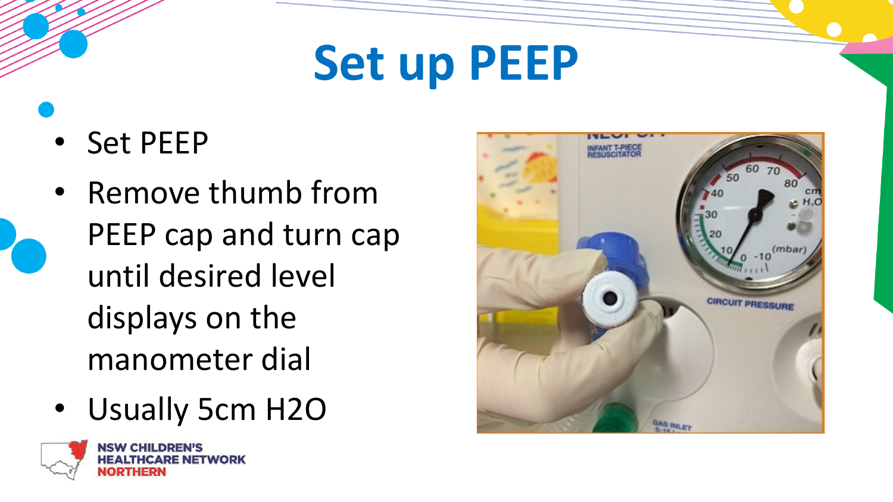# Set up PEEP

- Set PEEP
- Remove thumb from PEEP cap and turn cap until desired level displays on the manometer dial
- Usually 5cm H2O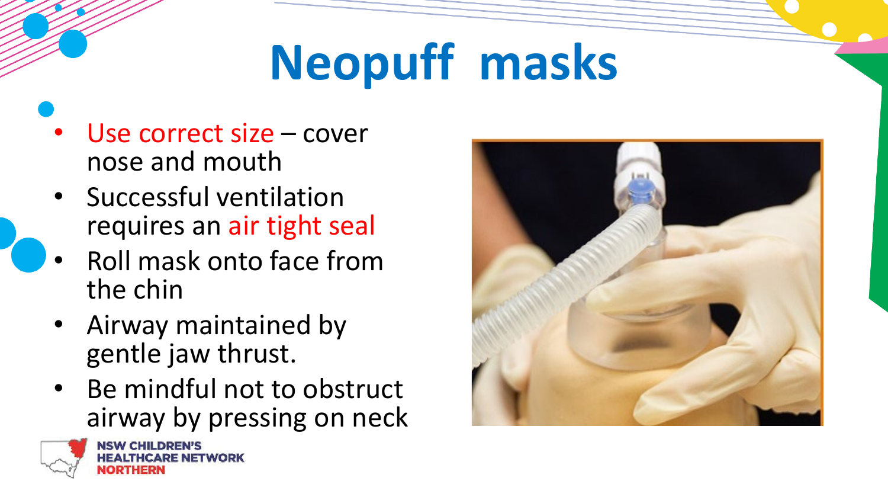# Neopuff masks

- Use correct size – cover nose and mouth
- Successful ventilation requires an air tight seal
- Roll mask onto face from the chin
- Airway maintained by gentle jaw thrust.
- Be mindful not to obstruct airway by pressing on neck

NSW CHILDREN'S HEALTHCARE NETWORK NORTHERN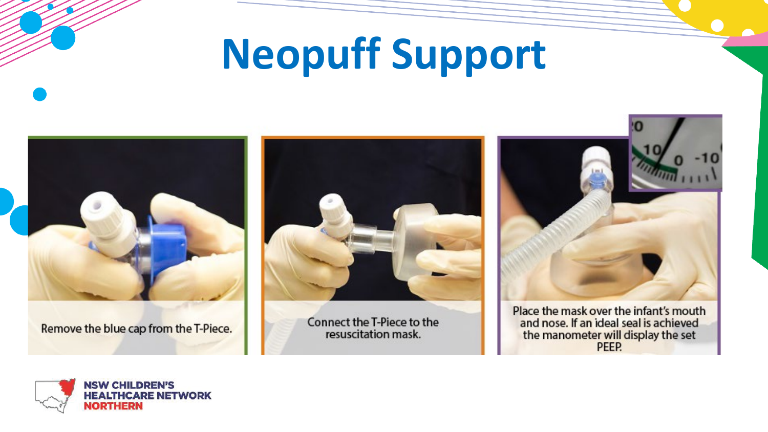# Neopuff Support

Remove the blue cap from the T-Piece.

Connect the T-Piece to the resuscitation mask.

Place the mask over the infant's mouth and nose. If an ideal seal is achieved the manometer will display the set PEEP.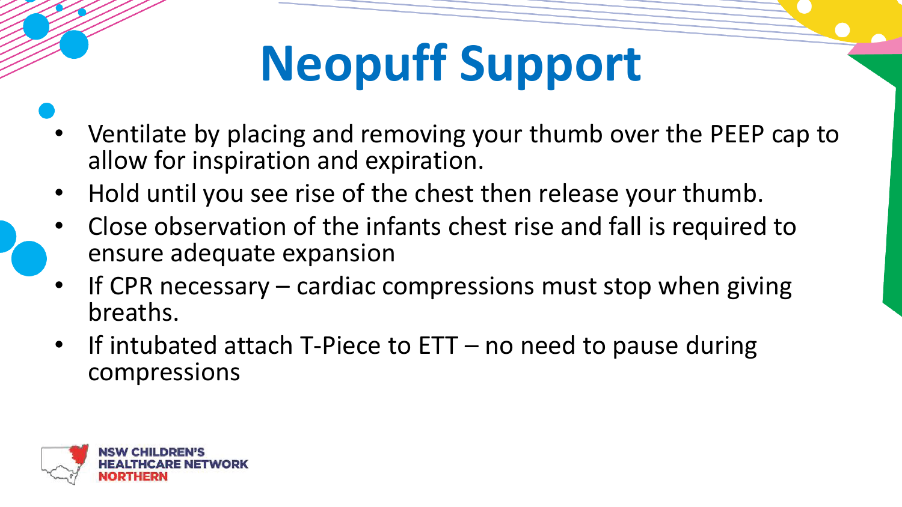# Neopuff Support

- Ventilate by placing and removing your thumb over the PEEP cap to allow for inspiration and expiration.
- Hold until you see rise of the chest then release your thumb.
- Close observation of the infants chest rise and fall is required to ensure adequate expansion
- If CPR necessary – cardiac compressions must stop when giving breaths.
- If intubated attach T-Piece to ETT – no need to pause during compressions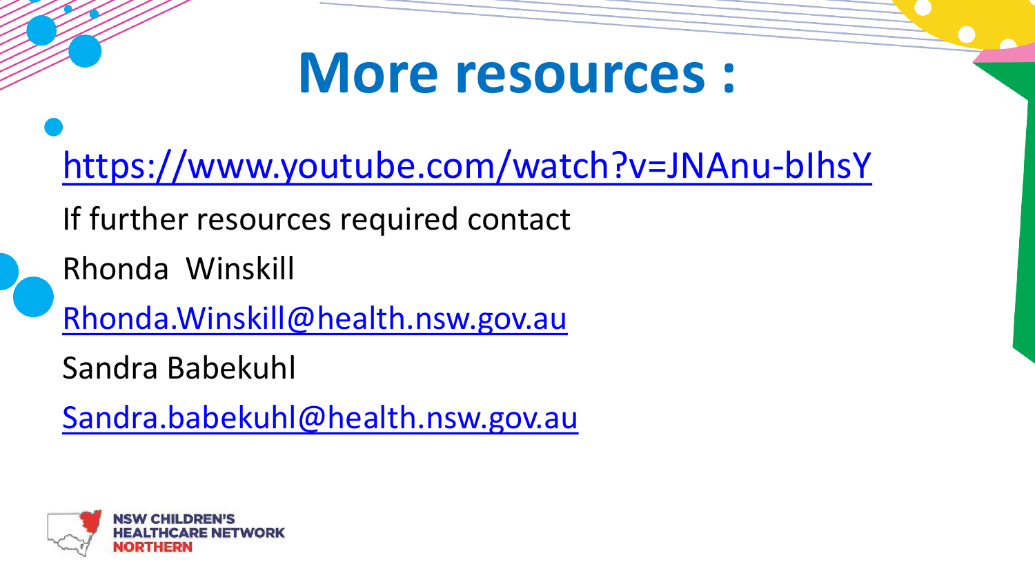# More resources :

https://www.youtube.com/watch?v=JNAnu-bIhsY

If further resources required contact

Rhonda Winskill

Rhonda.Winskill@health.nsw.gov.au

Sandra Babekuhl

Sandra.babekuhl@health.nsw.gov.au

NSW CHILDREN'S HEALTHCARE NETWORK NORTHERN